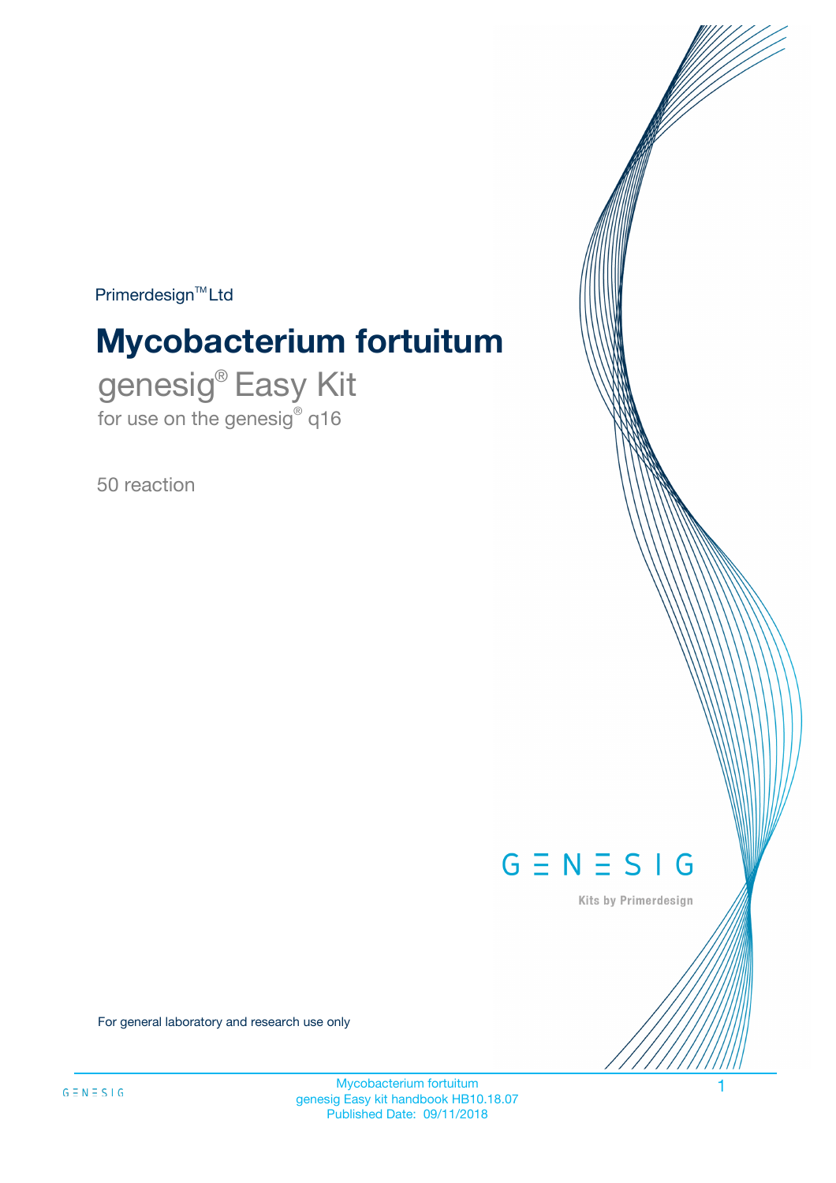Primerdesign™ Ltd

# Mycobacterium fortuitum

## genesig® Easy Kit

for use on the genesig® q16

50 reaction

GENESIG

Kits by Primerdesign

For general laboratory and research use only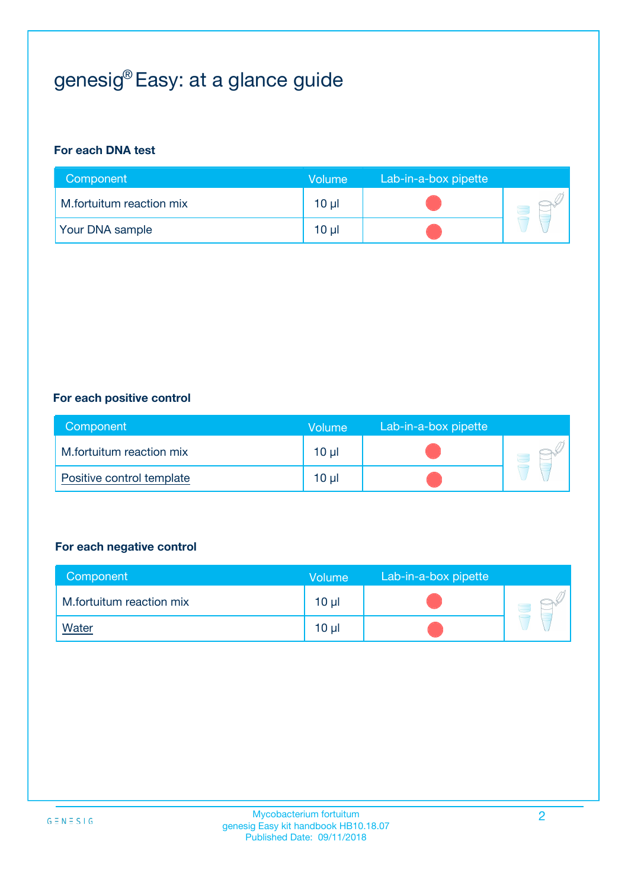# genesig® Easy: at a glance guide

**For each DNA test**

| Component | Volume | Lab-in-a-box pipette |
|---|---|---|
| M.fortuitum reaction mix | 10 µl | |
| Your DNA sample | 10 µl | |

**For each positive control**

| Component | Volume | Lab-in-a-box pipette |
|---|---|---|
| M.fortuitum reaction mix | 10 µl | |
| Positive control template | 10 µl | |

**For each negative control**

| Component | Volume | Lab-in-a-box pipette |
|---|---|---|
| M.fortuitum reaction mix | 10 µl | |
| Water | 10 µl | |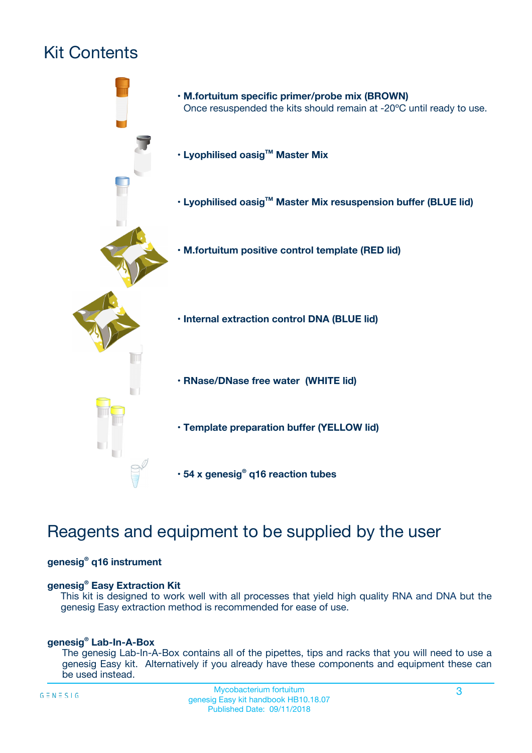# Kit Contents

- **M.fortuitum specific primer/probe mix (BROWN)**
  Once resuspended the kits should remain at -20ºC until ready to use.
- **Lyophilised oasig™ Master Mix**
- **Lyophilised oasig™ Master Mix resuspension buffer (BLUE lid)**
- **M.fortuitum positive control template (RED lid)**
- **Internal extraction control DNA (BLUE lid)**
- **RNase/DNase free water (WHITE lid)**
- **Template preparation buffer (YELLOW lid)**
- **54 x genesig® q16 reaction tubes**

# Reagents and equipment to be supplied by the user

**genesig® q16 instrument**

**genesig® Easy Extraction Kit**
This kit is designed to work well with all processes that yield high quality RNA and DNA but the genesig Easy extraction method is recommended for ease of use.

**genesig® Lab-In-A-Box**
The genesig Lab-In-A-Box contains all of the pipettes, tips and racks that you will need to use a genesig Easy kit. Alternatively if you already have these components and equipment these can be used instead.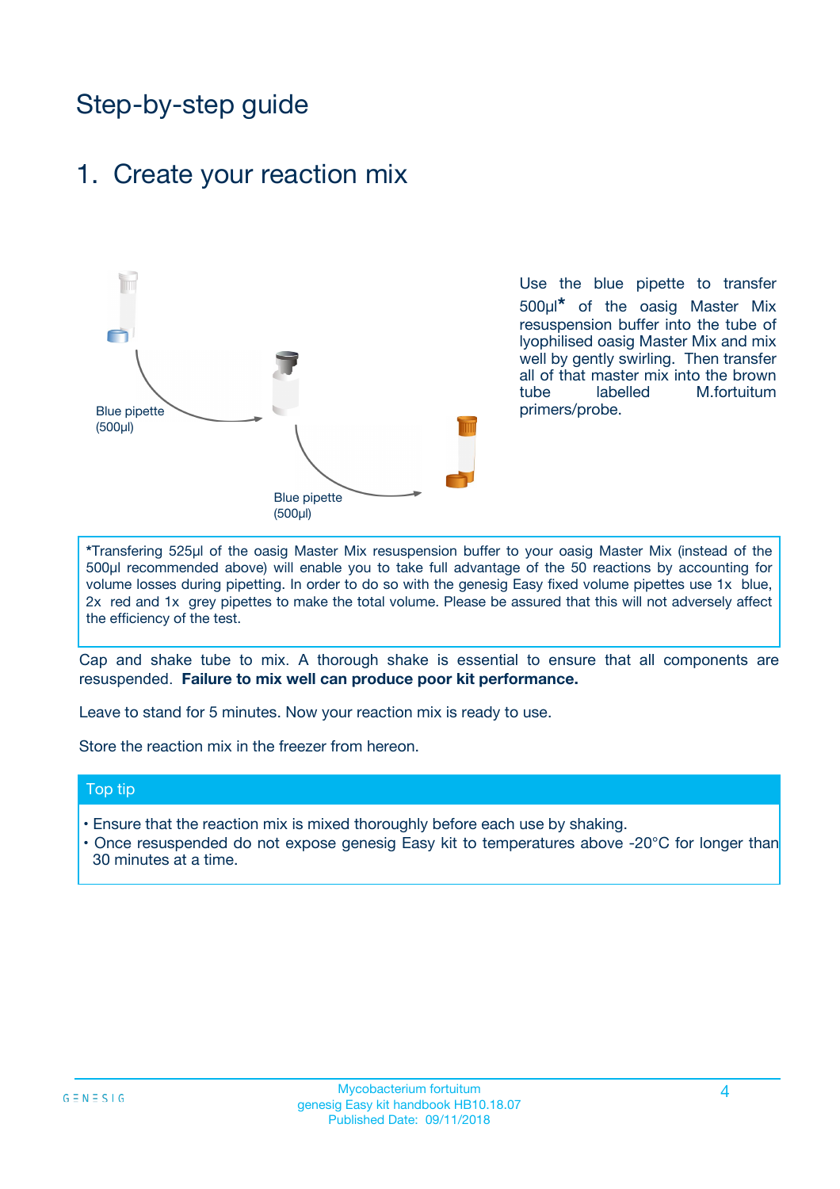# Step-by-step guide

## 1. Create your reaction mix

Blue pipette (500µl)

Blue pipette (500µl)

Use the blue pipette to transfer 500µl* of the oasig Master Mix resuspension buffer into the tube of lyophilised oasig Master Mix and mix well by gently swirling. Then transfer all of that master mix into the brown tube labelled M.fortuitum primers/probe.

*Transfering 525µl of the oasig Master Mix resuspension buffer to your oasig Master Mix (instead of the 500µl recommended above) will enable you to take full advantage of the 50 reactions by accounting for volume losses during pipetting. In order to do so with the genesig Easy fixed volume pipettes use 1x blue, 2x red and 1x grey pipettes to make the total volume. Please be assured that this will not adversely affect the efficiency of the test.

Cap and shake tube to mix. A thorough shake is essential to ensure that all components are resuspended. **Failure to mix well can produce poor kit performance.**

Leave to stand for 5 minutes. Now your reaction mix is ready to use.

Store the reaction mix in the freezer from hereon.

### Top tip

- Ensure that the reaction mix is mixed thoroughly before each use by shaking.
- Once resuspended do not expose genesig Easy kit to temperatures above -20°C for longer than 30 minutes at a time.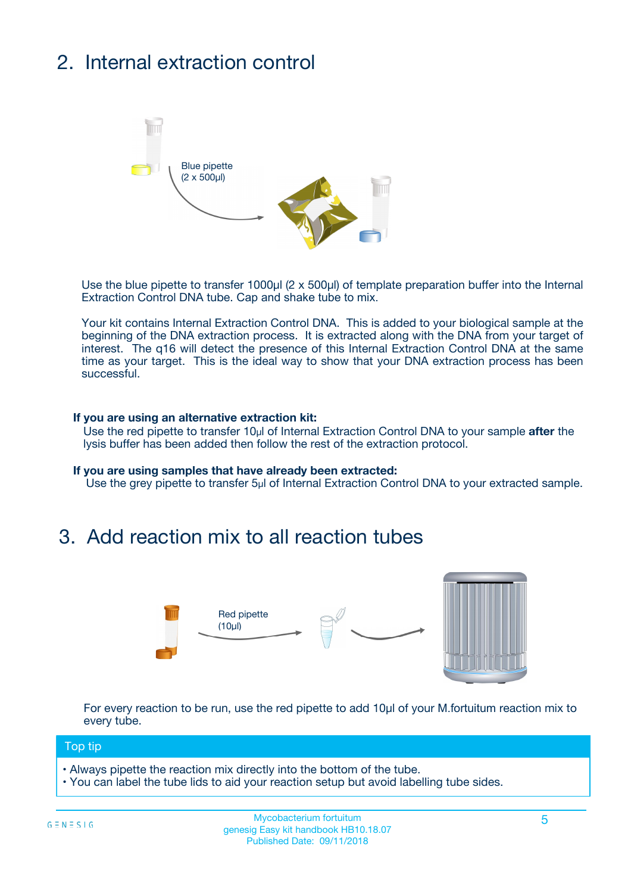## 2. Internal extraction control

Blue pipette
(2 x 500µl)

Use the blue pipette to transfer 1000µl (2 x 500µl) of template preparation buffer into the Internal Extraction Control DNA tube. Cap and shake tube to mix.

Your kit contains Internal Extraction Control DNA. This is added to your biological sample at the beginning of the DNA extraction process. It is extracted along with the DNA from your target of interest. The q16 will detect the presence of this Internal Extraction Control DNA at the same time as your target. This is the ideal way to show that your DNA extraction process has been successful.

**If you are using an alternative extraction kit:**
Use the red pipette to transfer 10µl of Internal Extraction Control DNA to your sample **after** the lysis buffer has been added then follow the rest of the extraction protocol.

**If you are using samples that have already been extracted:**
Use the grey pipette to transfer 5µl of Internal Extraction Control DNA to your extracted sample.

## 3. Add reaction mix to all reaction tubes

Red pipette
(10µl)

For every reaction to be run, use the red pipette to add 10µl of your M.fortuitum reaction mix to every tube.

**Top tip**

- Always pipette the reaction mix directly into the bottom of the tube.
- You can label the tube lids to aid your reaction setup but avoid labelling tube sides.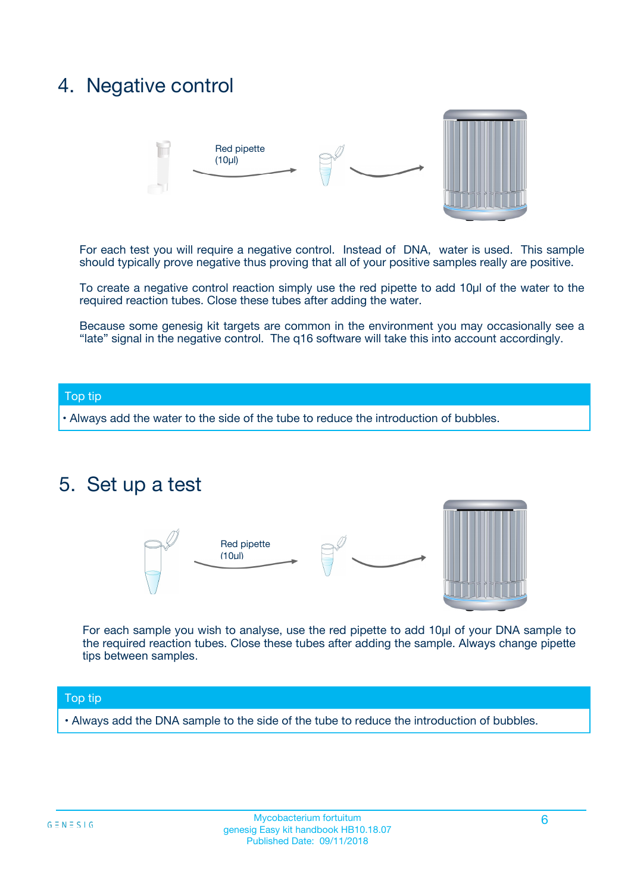# 4. Negative control

Red pipette (10µl)

For each test you will require a negative control. Instead of DNA, water is used. This sample should typically prove negative thus proving that all of your positive samples really are positive.

To create a negative control reaction simply use the red pipette to add 10µl of the water to the required reaction tubes. Close these tubes after adding the water.

Because some genesig kit targets are common in the environment you may occasionally see a "late" signal in the negative control. The q16 software will take this into account accordingly.

**Top tip**

- Always add the water to the side of the tube to reduce the introduction of bubbles.

# 5. Set up a test

Red pipette (10µl)

For each sample you wish to analyse, use the red pipette to add 10µl of your DNA sample to the required reaction tubes. Close these tubes after adding the sample. Always change pipette tips between samples.

**Top tip**

- Always add the DNA sample to the side of the tube to reduce the introduction of bubbles.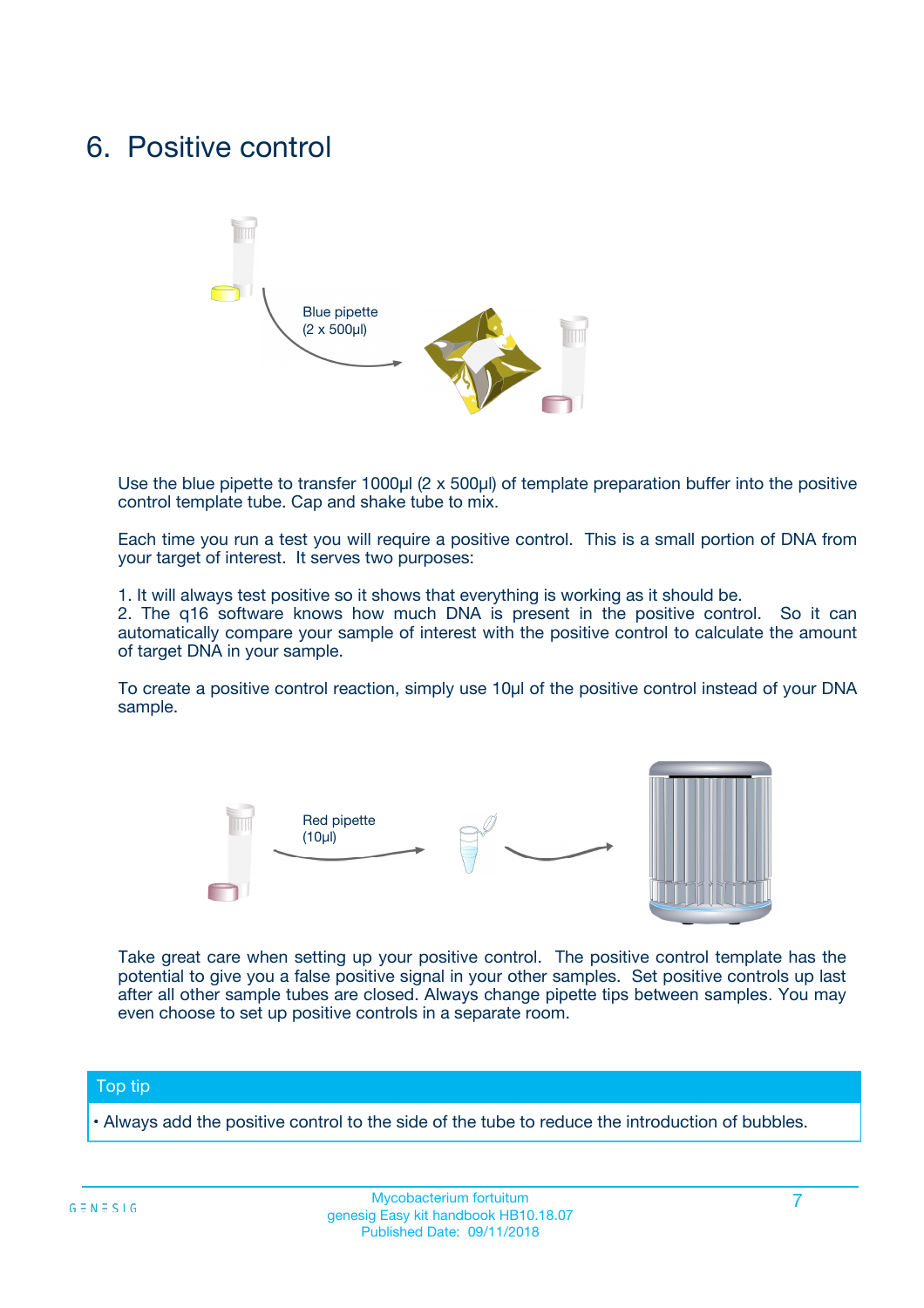# 6. Positive control

Blue pipette (2 x 500µl)

Use the blue pipette to transfer 1000µl (2 x 500µl) of template preparation buffer into the positive control template tube. Cap and shake tube to mix.

Each time you run a test you will require a positive control. This is a small portion of DNA from your target of interest. It serves two purposes:

1. It will always test positive so it shows that everything is working as it should be.
2. The q16 software knows how much DNA is present in the positive control. So it can automatically compare your sample of interest with the positive control to calculate the amount of target DNA in your sample.

To create a positive control reaction, simply use 10µl of the positive control instead of your DNA sample.

Red pipette (10µl)

Take great care when setting up your positive control. The positive control template has the potential to give you a false positive signal in your other samples. Set positive controls up last after all other sample tubes are closed. Always change pipette tips between samples. You may even choose to set up positive controls in a separate room.

## Top tip

• Always add the positive control to the side of the tube to reduce the introduction of bubbles.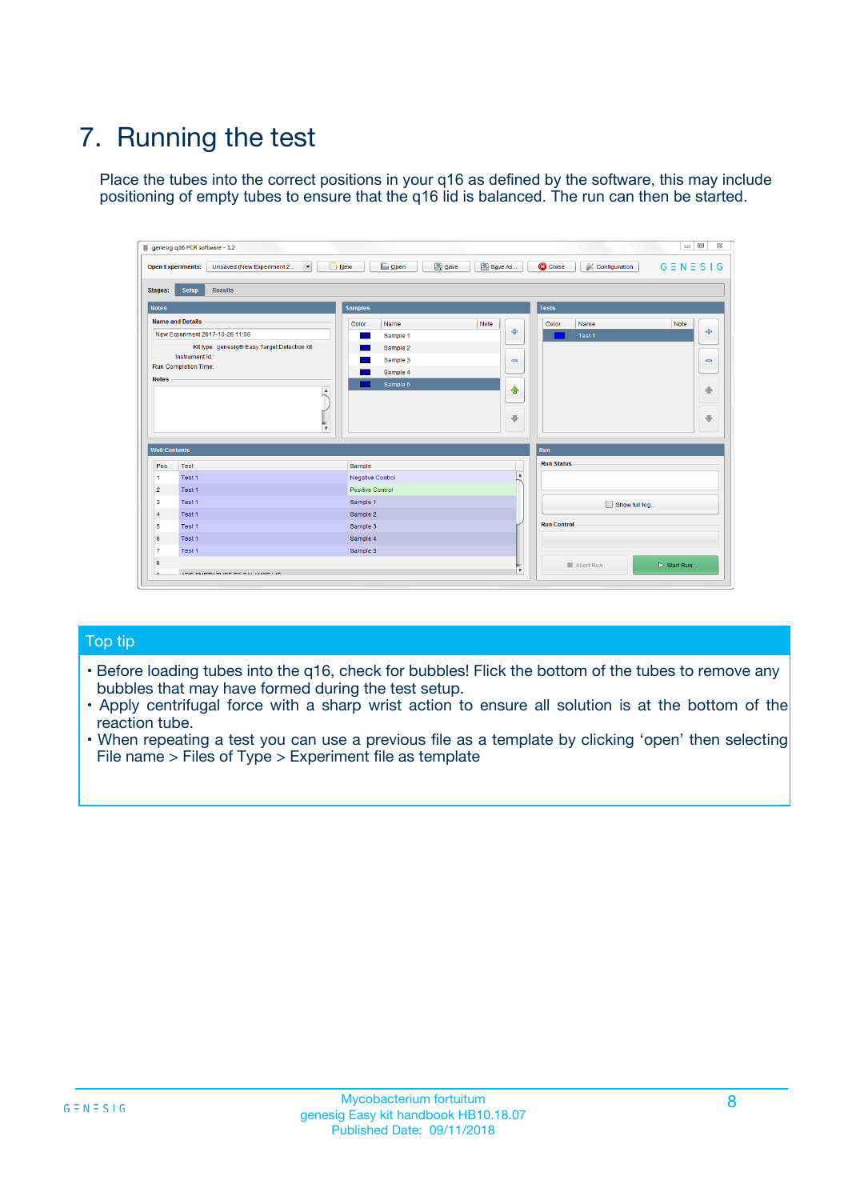# 7. Running the test

Place the tubes into the correct positions in your q16 as defined by the software, this may include positioning of empty tubes to ensure that the q16 lid is balanced. The run can then be started.

## Top tip

- Before loading tubes into the q16, check for bubbles! Flick the bottom of the tubes to remove any bubbles that may have formed during the test setup.
- Apply centrifugal force with a sharp wrist action to ensure all solution is at the bottom of the reaction tube.
- When repeating a test you can use a previous file as a template by clicking 'open' then selecting File name > Files of Type > Experiment file as template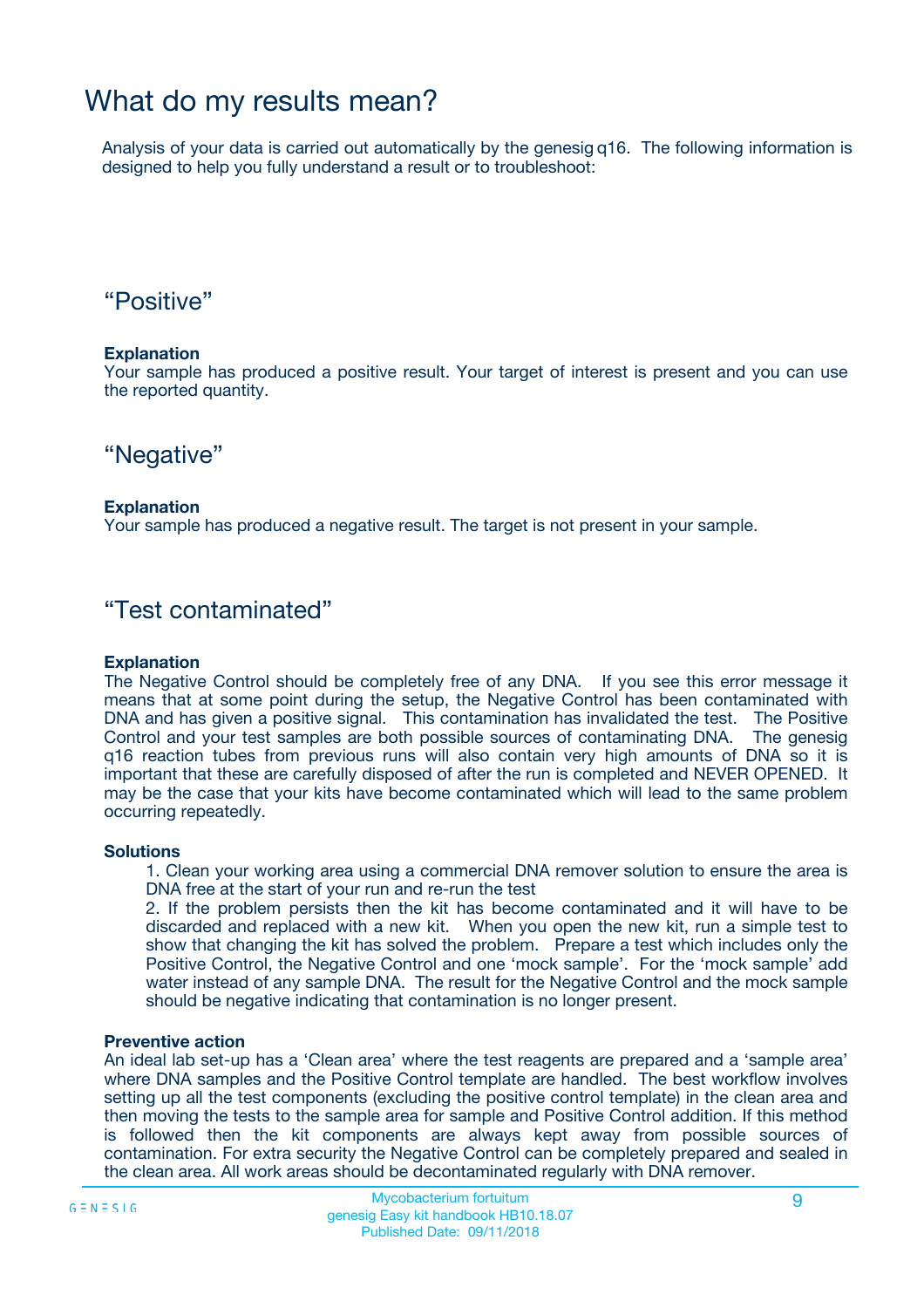# What do my results mean?

Analysis of your data is carried out automatically by the genesig q16. The following information is designed to help you fully understand a result or to troubleshoot:

## “Positive”

**Explanation**
Your sample has produced a positive result. Your target of interest is present and you can use the reported quantity.

## “Negative”

**Explanation**
Your sample has produced a negative result. The target is not present in your sample.

## “Test contaminated”

**Explanation**
The Negative Control should be completely free of any DNA. If you see this error message it means that at some point during the setup, the Negative Control has been contaminated with DNA and has given a positive signal. This contamination has invalidated the test. The Positive Control and your test samples are both possible sources of contaminating DNA. The genesig q16 reaction tubes from previous runs will also contain very high amounts of DNA so it is important that these are carefully disposed of after the run is completed and NEVER OPENED. It may be the case that your kits have become contaminated which will lead to the same problem occurring repeatedly.

**Solutions**

1. Clean your working area using a commercial DNA remover solution to ensure the area is DNA free at the start of your run and re-run the test
2. If the problem persists then the kit has become contaminated and it will have to be discarded and replaced with a new kit. When you open the new kit, run a simple test to show that changing the kit has solved the problem. Prepare a test which includes only the Positive Control, the Negative Control and one ‘mock sample’. For the ‘mock sample’ add water instead of any sample DNA. The result for the Negative Control and the mock sample should be negative indicating that contamination is no longer present.

**Preventive action**
An ideal lab set-up has a ‘Clean area’ where the test reagents are prepared and a ‘sample area’ where DNA samples and the Positive Control template are handled. The best workflow involves setting up all the test components (excluding the positive control template) in the clean area and then moving the tests to the sample area for sample and Positive Control addition. If this method is followed then the kit components are always kept away from possible sources of contamination. For extra security the Negative Control can be completely prepared and sealed in the clean area. All work areas should be decontaminated regularly with DNA remover.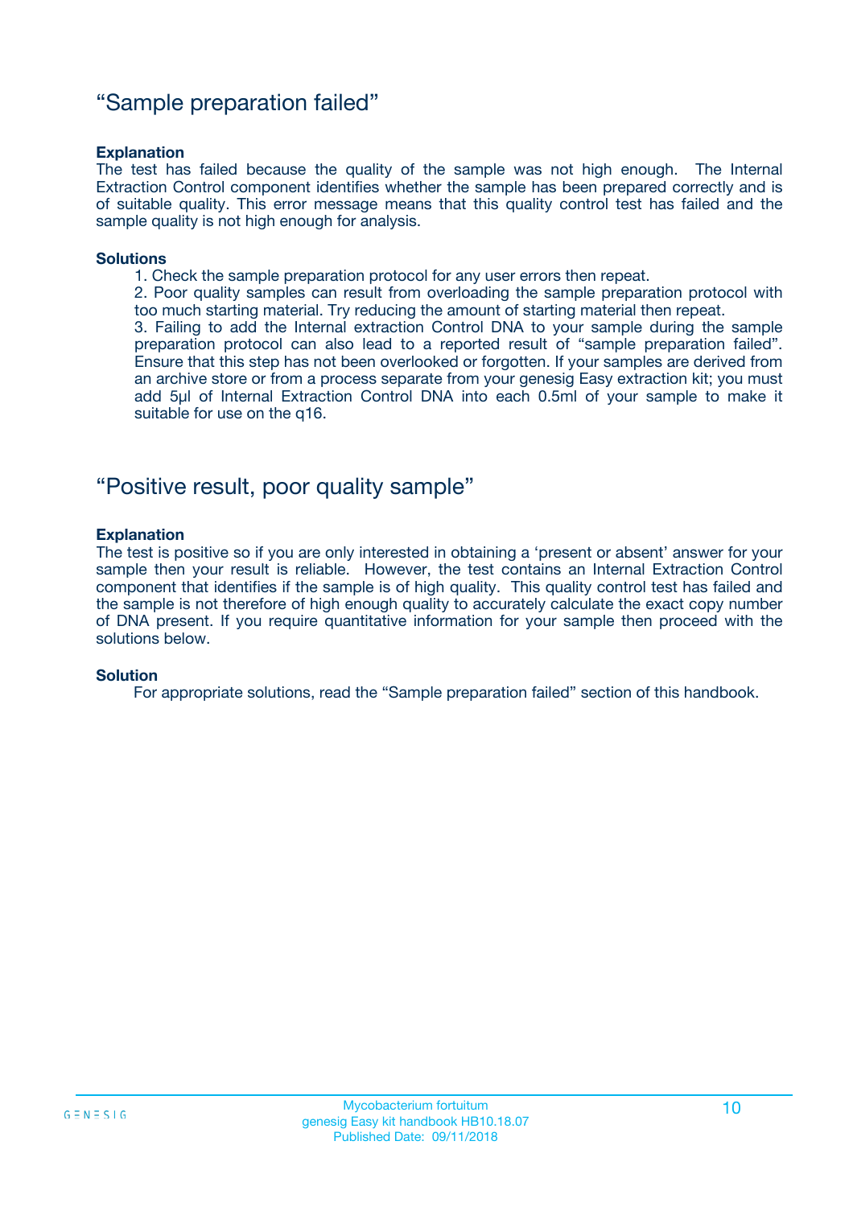## “Sample preparation failed”

**Explanation**

The test has failed because the quality of the sample was not high enough. The Internal Extraction Control component identifies whether the sample has been prepared correctly and is of suitable quality. This error message means that this quality control test has failed and the sample quality is not high enough for analysis.

**Solutions**

1. Check the sample preparation protocol for any user errors then repeat.
2. Poor quality samples can result from overloading the sample preparation protocol with too much starting material. Try reducing the amount of starting material then repeat.
3. Failing to add the Internal extraction Control DNA to your sample during the sample preparation protocol can also lead to a reported result of “sample preparation failed”. Ensure that this step has not been overlooked or forgotten. If your samples are derived from an archive store or from a process separate from your genesig Easy extraction kit; you must add 5µl of Internal Extraction Control DNA into each 0.5ml of your sample to make it suitable for use on the q16.

## “Positive result, poor quality sample”

**Explanation**

The test is positive so if you are only interested in obtaining a ‘present or absent’ answer for your sample then your result is reliable. However, the test contains an Internal Extraction Control component that identifies if the sample is of high quality. This quality control test has failed and the sample is not therefore of high enough quality to accurately calculate the exact copy number of DNA present. If you require quantitative information for your sample then proceed with the solutions below.

**Solution**

For appropriate solutions, read the “Sample preparation failed” section of this handbook.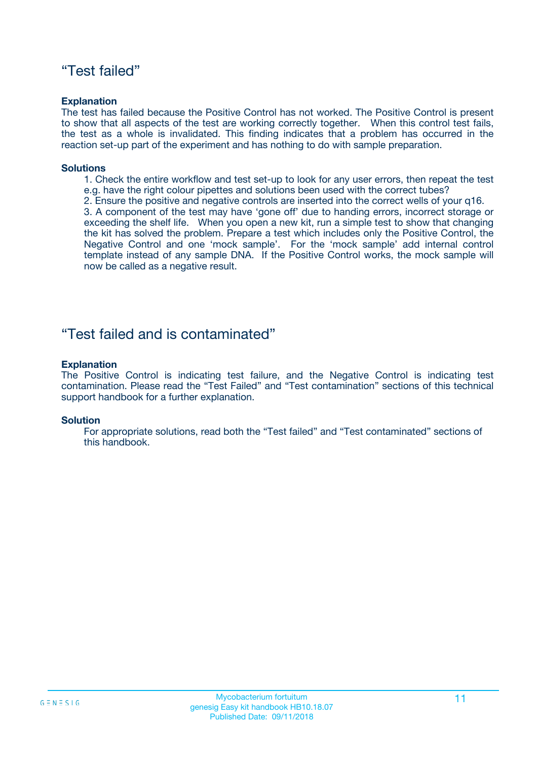## “Test failed”

**Explanation**

The test has failed because the Positive Control has not worked. The Positive Control is present to show that all aspects of the test are working correctly together. When this control test fails, the test as a whole is invalidated. This finding indicates that a problem has occurred in the reaction set-up part of the experiment and has nothing to do with sample preparation.

**Solutions**

1. Check the entire workflow and test set-up to look for any user errors, then repeat the test e.g. have the right colour pipettes and solutions been used with the correct tubes?
2. Ensure the positive and negative controls are inserted into the correct wells of your q16.
3. A component of the test may have ‘gone off’ due to handing errors, incorrect storage or exceeding the shelf life. When you open a new kit, run a simple test to show that changing the kit has solved the problem. Prepare a test which includes only the Positive Control, the Negative Control and one ‘mock sample’. For the ‘mock sample’ add internal control template instead of any sample DNA. If the Positive Control works, the mock sample will now be called as a negative result.

## “Test failed and is contaminated”

**Explanation**

The Positive Control is indicating test failure, and the Negative Control is indicating test contamination. Please read the “Test Failed” and “Test contamination” sections of this technical support handbook for a further explanation.

**Solution**

For appropriate solutions, read both the “Test failed” and “Test contaminated” sections of this handbook.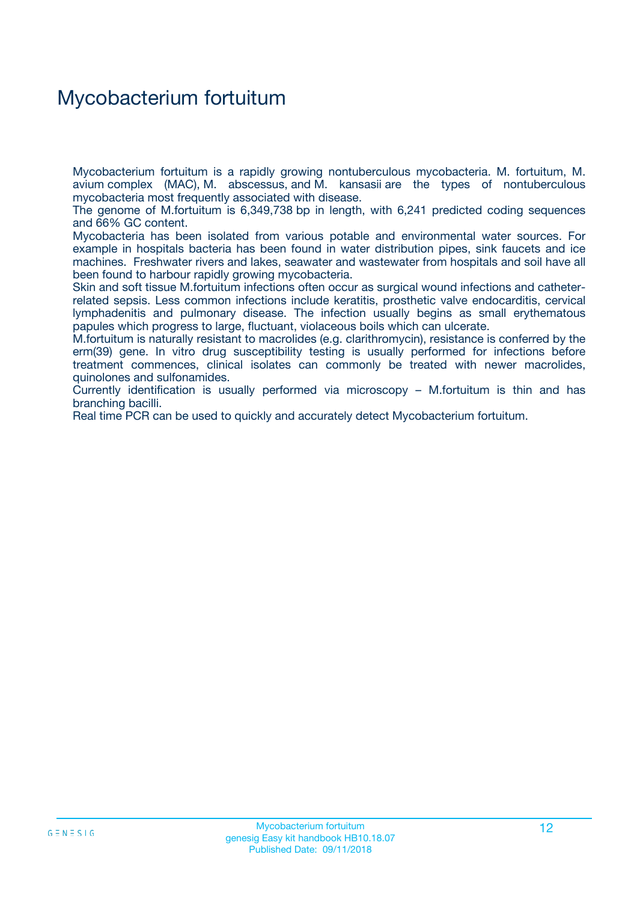# Mycobacterium fortuitum

Mycobacterium fortuitum is a rapidly growing nontuberculous mycobacteria. M. fortuitum, M. avium complex (MAC), M. abscessus, and M. kansasii are the types of nontuberculous mycobacteria most frequently associated with disease.

The genome of M.fortuitum is 6,349,738 bp in length, with 6,241 predicted coding sequences and 66% GC content.

Mycobacteria has been isolated from various potable and environmental water sources. For example in hospitals bacteria has been found in water distribution pipes, sink faucets and ice machines. Freshwater rivers and lakes, seawater and wastewater from hospitals and soil have all been found to harbour rapidly growing mycobacteria.

Skin and soft tissue M.fortuitum infections often occur as surgical wound infections and catheter-related sepsis. Less common infections include keratitis, prosthetic valve endocarditis, cervical lymphadenitis and pulmonary disease. The infection usually begins as small erythematous papules which progress to large, fluctuant, violaceous boils which can ulcerate.

M.fortuitum is naturally resistant to macrolides (e.g. clarithromycin), resistance is conferred by the erm(39) gene. In vitro drug susceptibility testing is usually performed for infections before treatment commences, clinical isolates can commonly be treated with newer macrolides, quinolones and sulfonamides.

Currently identification is usually performed via microscopy – M.fortuitum is thin and has branching bacilli.

Real time PCR can be used to quickly and accurately detect Mycobacterium fortuitum.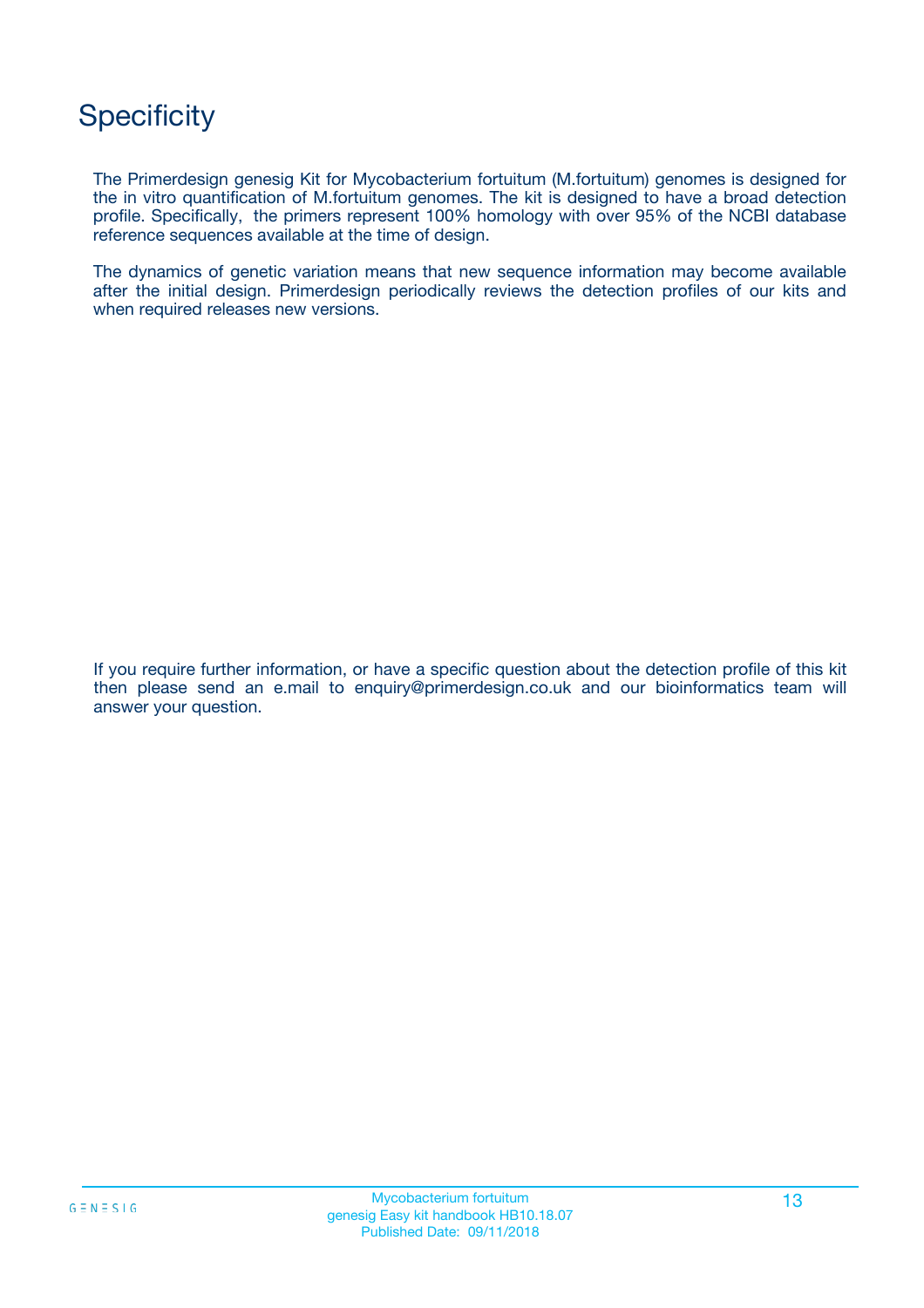# Specificity

The Primerdesign genesig Kit for Mycobacterium fortuitum (M.fortuitum) genomes is designed for the in vitro quantification of M.fortuitum genomes. The kit is designed to have a broad detection profile. Specifically, the primers represent 100% homology with over 95% of the NCBI database reference sequences available at the time of design.

The dynamics of genetic variation means that new sequence information may become available after the initial design. Primerdesign periodically reviews the detection profiles of our kits and when required releases new versions.

If you require further information, or have a specific question about the detection profile of this kit then please send an e.mail to enquiry@primerdesign.co.uk and our bioinformatics team will answer your question.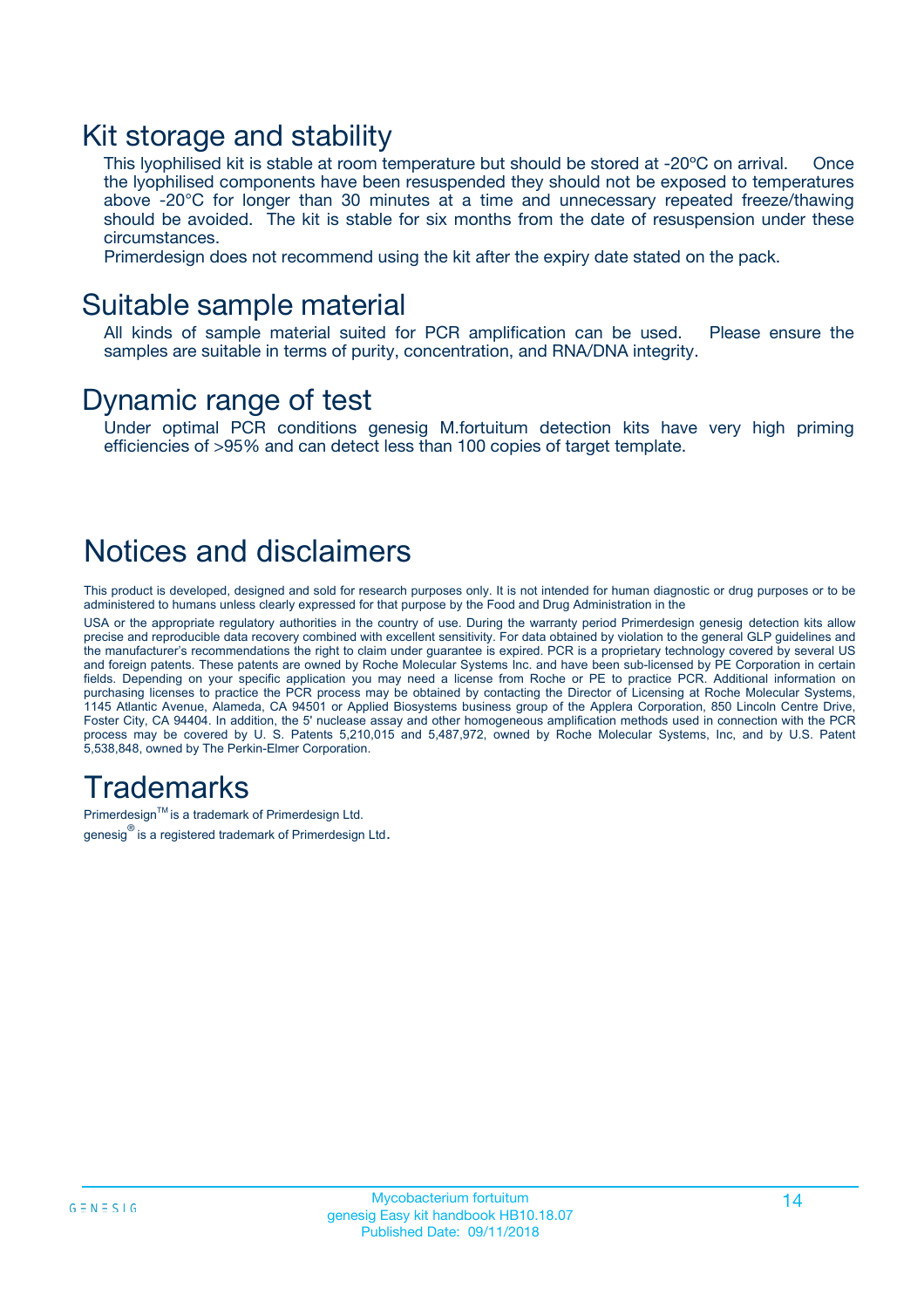## Kit storage and stability

This lyophilised kit is stable at room temperature but should be stored at -20ºC on arrival. Once the lyophilised components have been resuspended they should not be exposed to temperatures above -20°C for longer than 30 minutes at a time and unnecessary repeated freeze/thawing should be avoided. The kit is stable for six months from the date of resuspension under these circumstances.

Primerdesign does not recommend using the kit after the expiry date stated on the pack.

## Suitable sample material

All kinds of sample material suited for PCR amplification can be used. Please ensure the samples are suitable in terms of purity, concentration, and RNA/DNA integrity.

## Dynamic range of test

Under optimal PCR conditions genesig M.fortuitum detection kits have very high priming efficiencies of >95% and can detect less than 100 copies of target template.

# Notices and disclaimers

This product is developed, designed and sold for research purposes only. It is not intended for human diagnostic or drug purposes or to be administered to humans unless clearly expressed for that purpose by the Food and Drug Administration in the

USA or the appropriate regulatory authorities in the country of use. During the warranty period Primerdesign genesig detection kits allow precise and reproducible data recovery combined with excellent sensitivity. For data obtained by violation to the general GLP guidelines and the manufacturer's recommendations the right to claim under guarantee is expired. PCR is a proprietary technology covered by several US and foreign patents. These patents are owned by Roche Molecular Systems Inc. and have been sub-licensed by PE Corporation in certain fields. Depending on your specific application you may need a license from Roche or PE to practice PCR. Additional information on purchasing licenses to practice the PCR process may be obtained by contacting the Director of Licensing at Roche Molecular Systems, 1145 Atlantic Avenue, Alameda, CA 94501 or Applied Biosystems business group of the Applera Corporation, 850 Lincoln Centre Drive, Foster City, CA 94404. In addition, the 5' nuclease assay and other homogeneous amplification methods used in connection with the PCR process may be covered by U. S. Patents 5,210,015 and 5,487,972, owned by Roche Molecular Systems, Inc, and by U.S. Patent 5,538,848, owned by The Perkin-Elmer Corporation.

# Trademarks

Primerdesign™ is a trademark of Primerdesign Ltd.

genesig® is a registered trademark of Primerdesign Ltd.